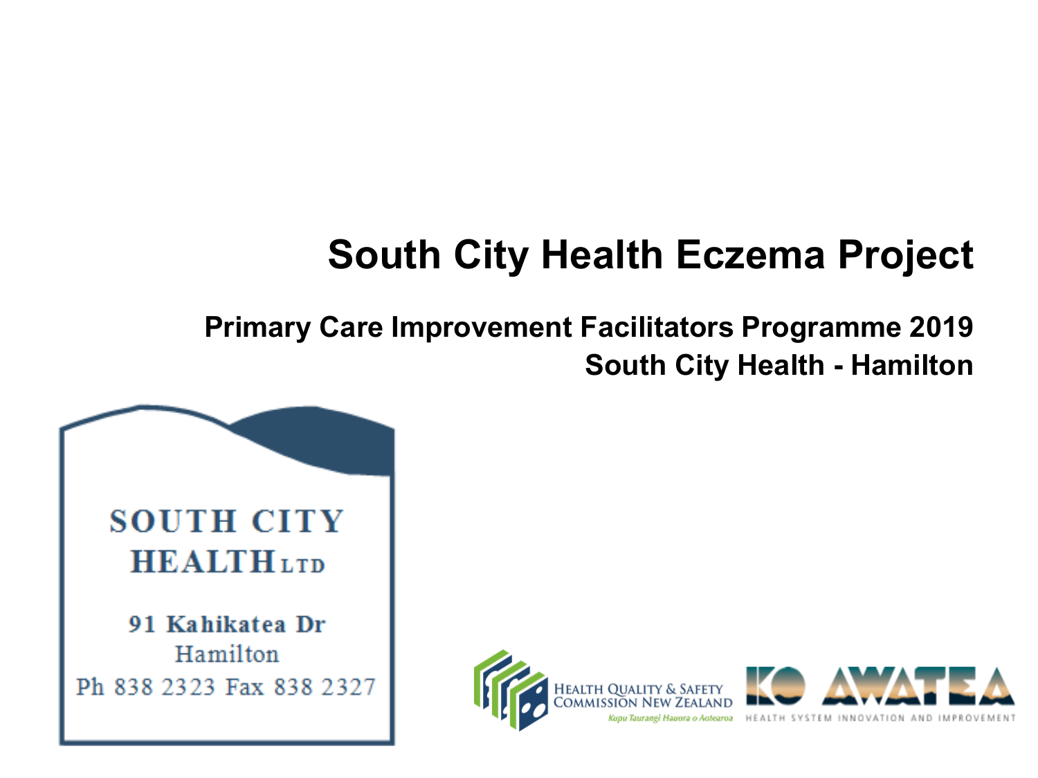# South City Health Eczema Project

## Primary Care Improvement Facilitators Programme 2019

## South City Health - Hamilton

SOUTH CITY HEALTH LTD

91 Kahikatea Dr
Hamilton
Ph 838 2323 Fax 838 2327

HEALTH QUALITY & SAFETY COMMISSION NEW ZEALAND
*Kupu Taurangi Hauora o Aotearoa*

KO AWATEA
HEALTH SYSTEM INNOVATION AND IMPROVEMENT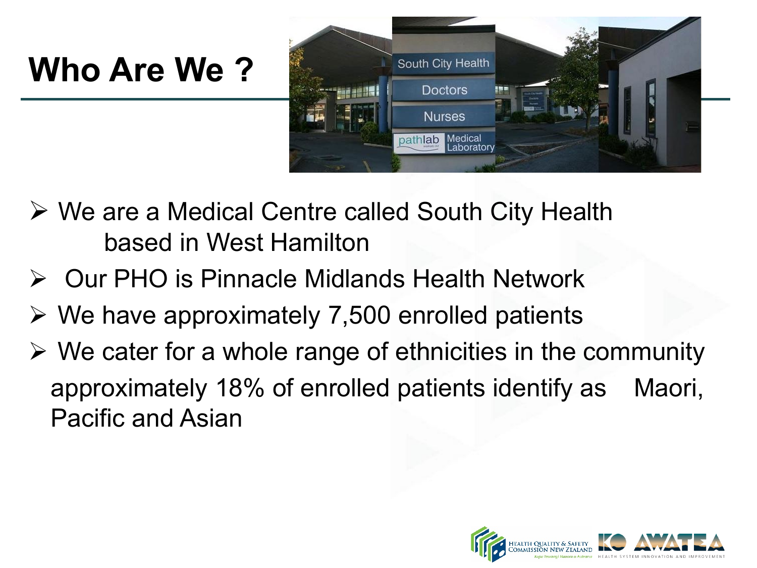# Who Are We ?

- We are a Medical Centre called South City Health based in West Hamilton
- Our PHO is Pinnacle Midlands Health Network
- We have approximately 7,500 enrolled patients
- We cater for a whole range of ethnicities in the community approximately 18% of enrolled patients identify as Maori, Pacific and Asian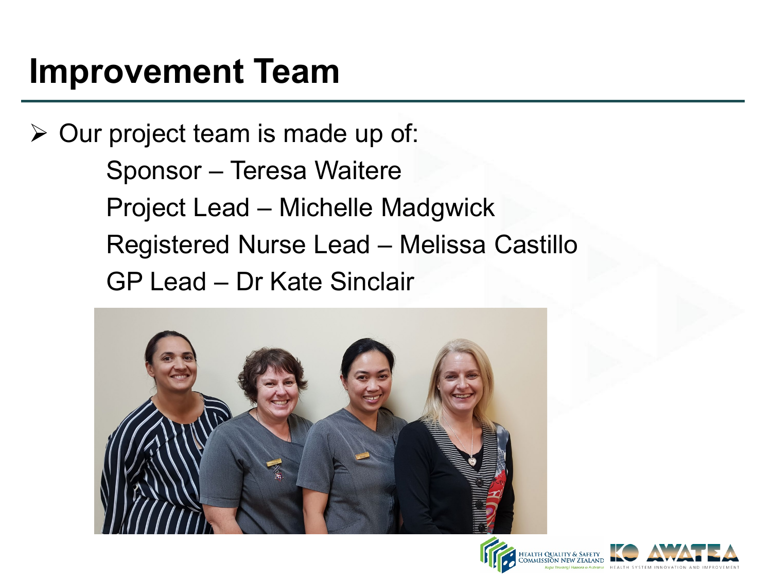# Improvement Team

- Our project team is made up of:
  - Sponsor – Teresa Waitere
  - Project Lead – Michelle Madgwick
  - Registered Nurse Lead – Melissa Castillo
  - GP Lead – Dr Kate Sinclair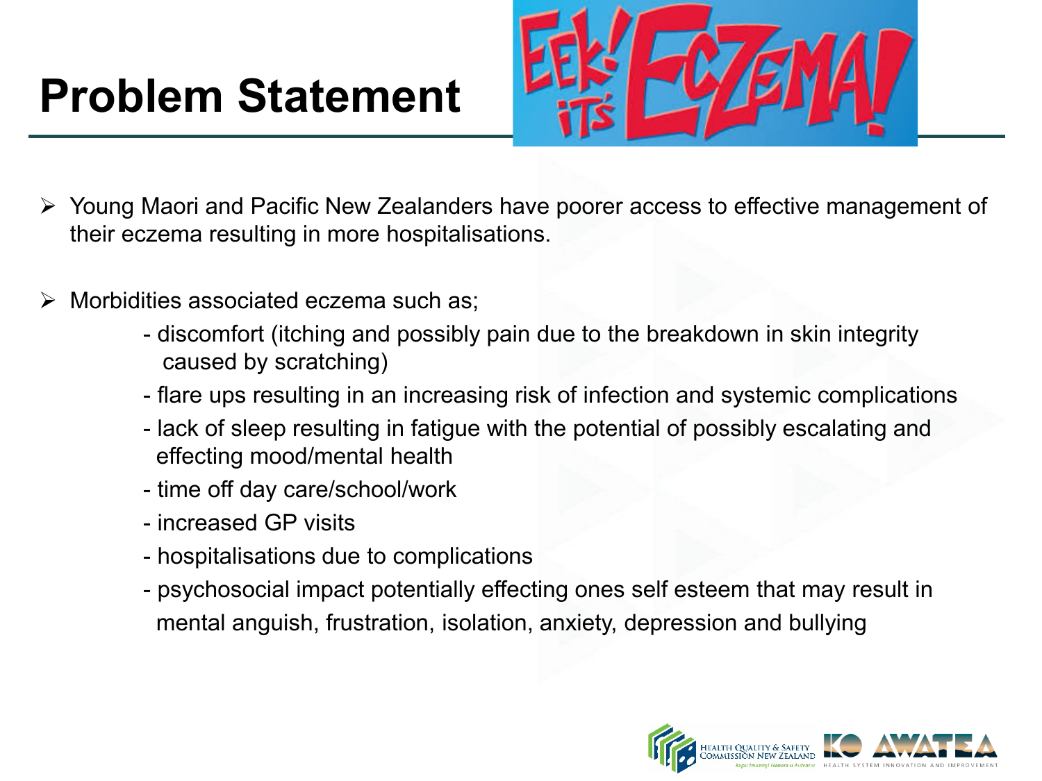# Problem Statement

- Young Maori and Pacific New Zealanders have poorer access to effective management of their eczema resulting in more hospitalisations.

- Morbidities associated eczema such as;
  - discomfort (itching and possibly pain due to the breakdown in skin integrity caused by scratching)
  - flare ups resulting in an increasing risk of infection and systemic complications
  - lack of sleep resulting in fatigue with the potential of possibly escalating and effecting mood/mental health
  - time off day care/school/work
  - increased GP visits
  - hospitalisations due to complications
  - psychosocial impact potentially effecting ones self esteem that may result in mental anguish, frustration, isolation, anxiety, depression and bullying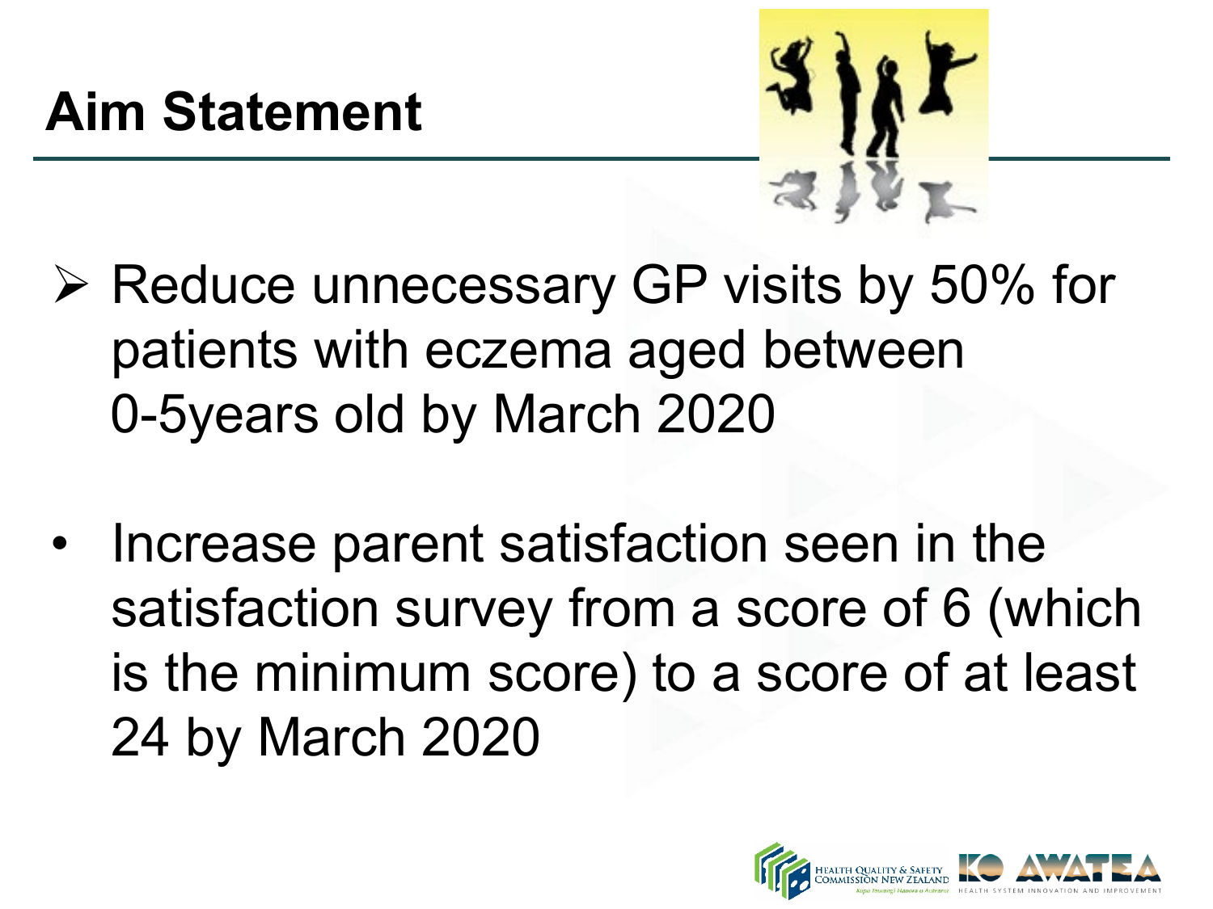# Aim Statement

- Reduce unnecessary GP visits by 50% for patients with eczema aged between 0-5years old by March 2020

- Increase parent satisfaction seen in the satisfaction survey from a score of 6 (which is the minimum score) to a score of at least 24 by March 2020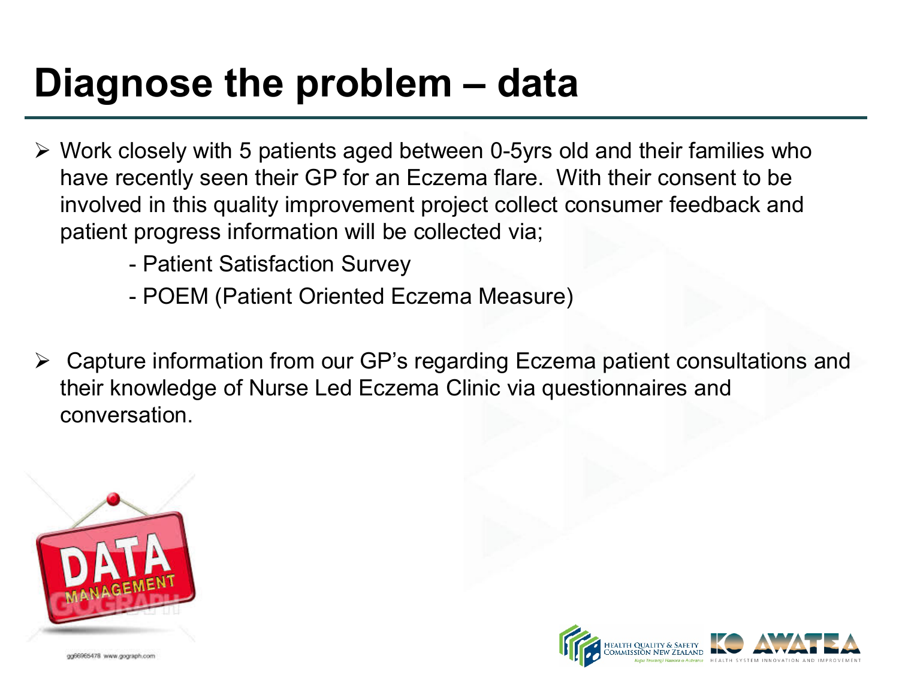# Diagnose the problem – data

- Work closely with 5 patients aged between 0-5yrs old and their families who have recently seen their GP for an Eczema flare. With their consent to be involved in this quality improvement project collect consumer feedback and patient progress information will be collected via;
  - Patient Satisfaction Survey
  - POEM (Patient Oriented Eczema Measure)

- Capture information from our GP's regarding Eczema patient consultations and their knowledge of Nurse Led Eczema Clinic via questionnaires and conversation.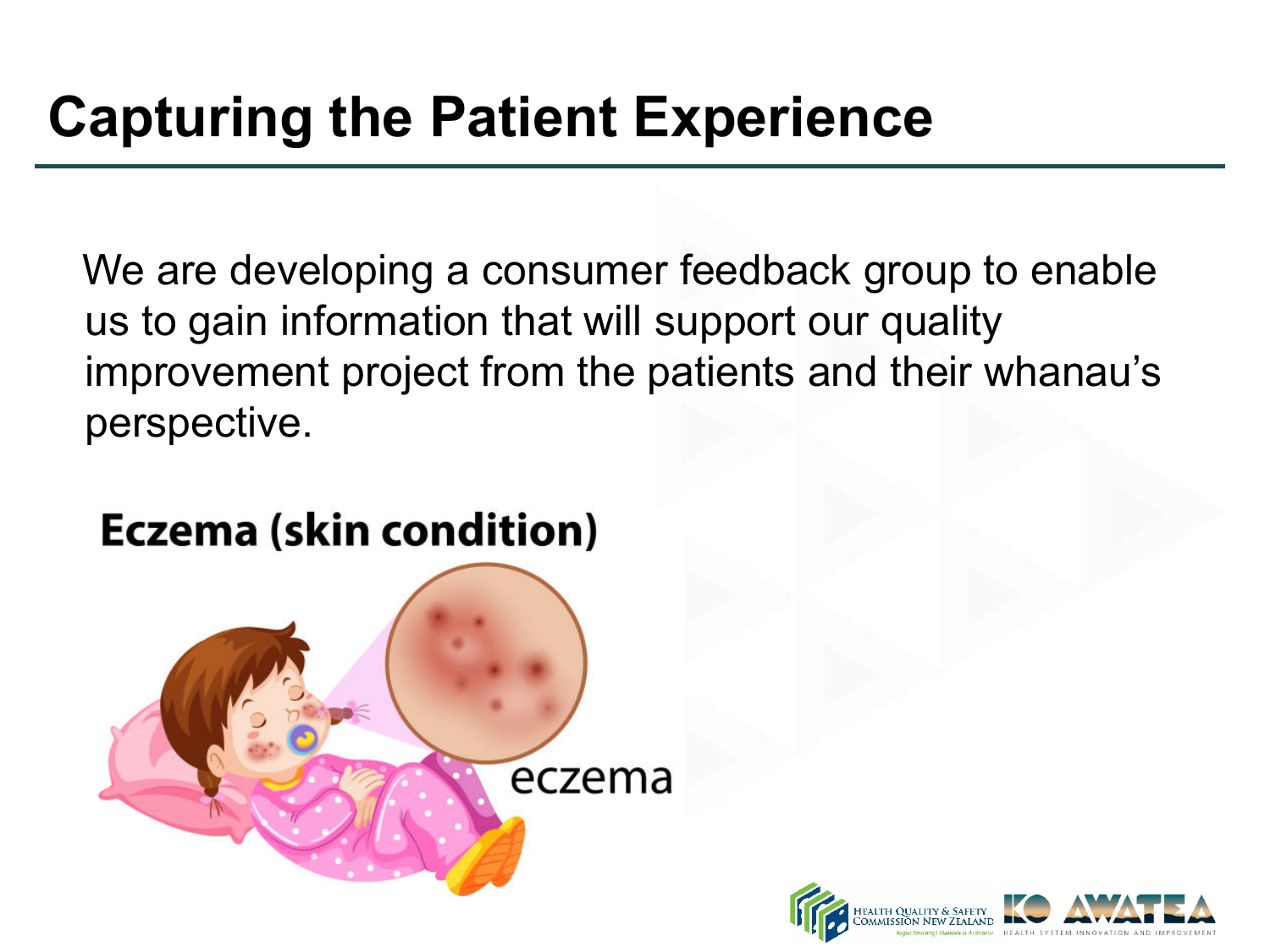# Capturing the Patient Experience

We are developing a consumer feedback group to enable us to gain information that will support our quality improvement project from the patients and their whanau's perspective.

**Eczema (skin condition)**

eczema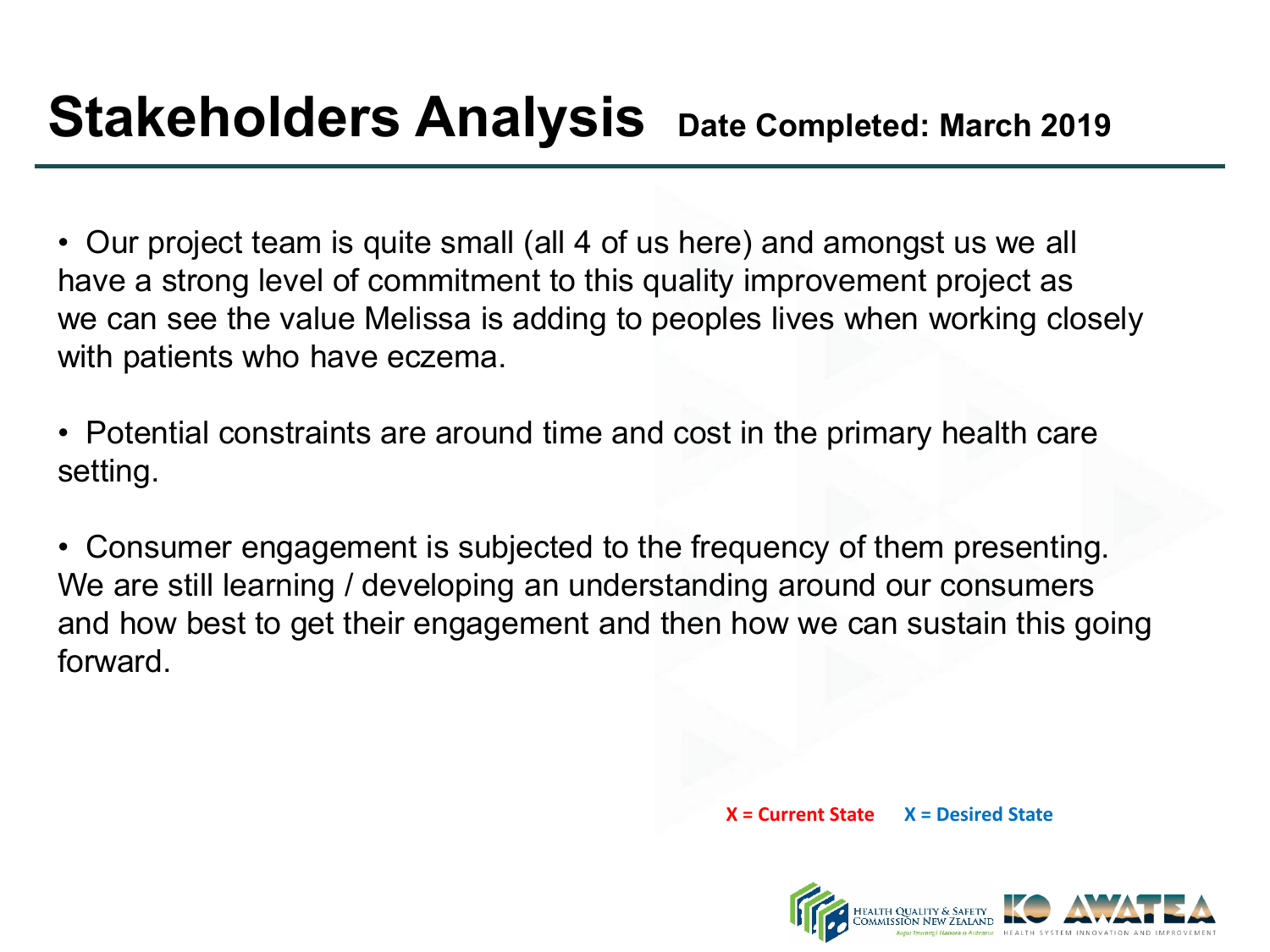# Stakeholders Analysis **Date Completed: March 2019**

- Our project team is quite small (all 4 of us here) and amongst us we all have a strong level of commitment to this quality improvement project as we can see the value Melissa is adding to peoples lives when working closely with patients who have eczema.

- Potential constraints are around time and cost in the primary health care setting.

- Consumer engagement is subjected to the frequency of them presenting. We are still learning / developing an understanding around our consumers and how best to get their engagement and then how we can sustain this going forward.

**X = Current State** **X = Desired State**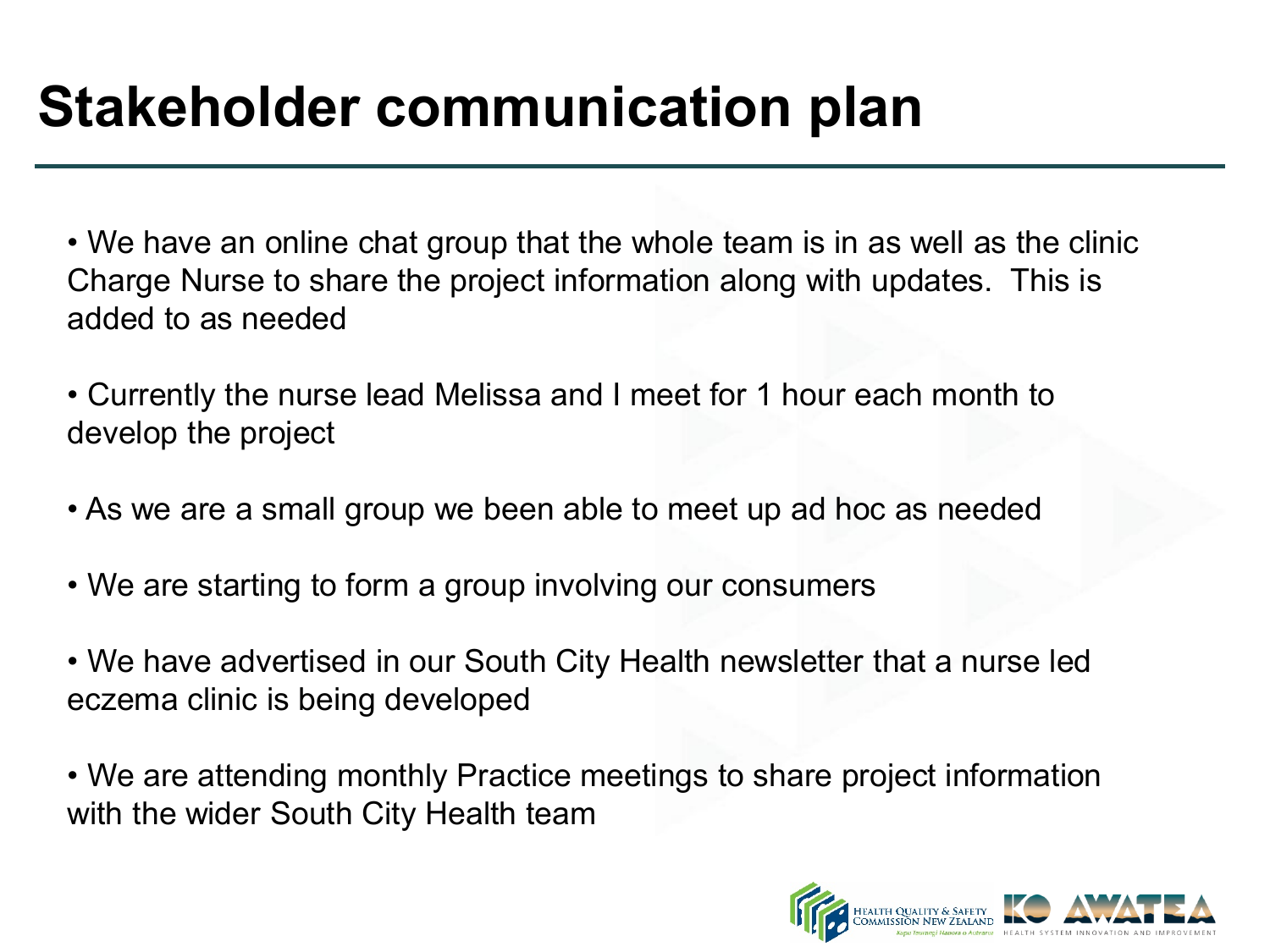# Stakeholder communication plan

- We have an online chat group that the whole team is in as well as the clinic Charge Nurse to share the project information along with updates. This is added to as needed
- Currently the nurse lead Melissa and I meet for 1 hour each month to develop the project
- As we are a small group we been able to meet up ad hoc as needed
- We are starting to form a group involving our consumers
- We have advertised in our South City Health newsletter that a nurse led eczema clinic is being developed
- We are attending monthly Practice meetings to share project information with the wider South City Health team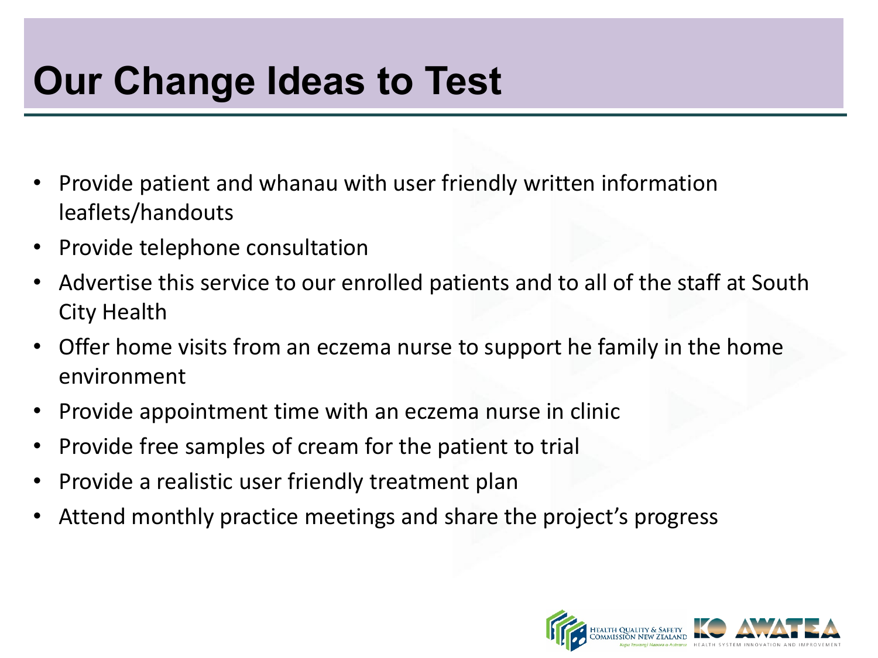# Our Change Ideas to Test

- Provide patient and whanau with user friendly written information leaflets/handouts
- Provide telephone consultation
- Advertise this service to our enrolled patients and to all of the staff at South City Health
- Offer home visits from an eczema nurse to support he family in the home environment
- Provide appointment time with an eczema nurse in clinic
- Provide free samples of cream for the patient to trial
- Provide a realistic user friendly treatment plan
- Attend monthly practice meetings and share the project's progress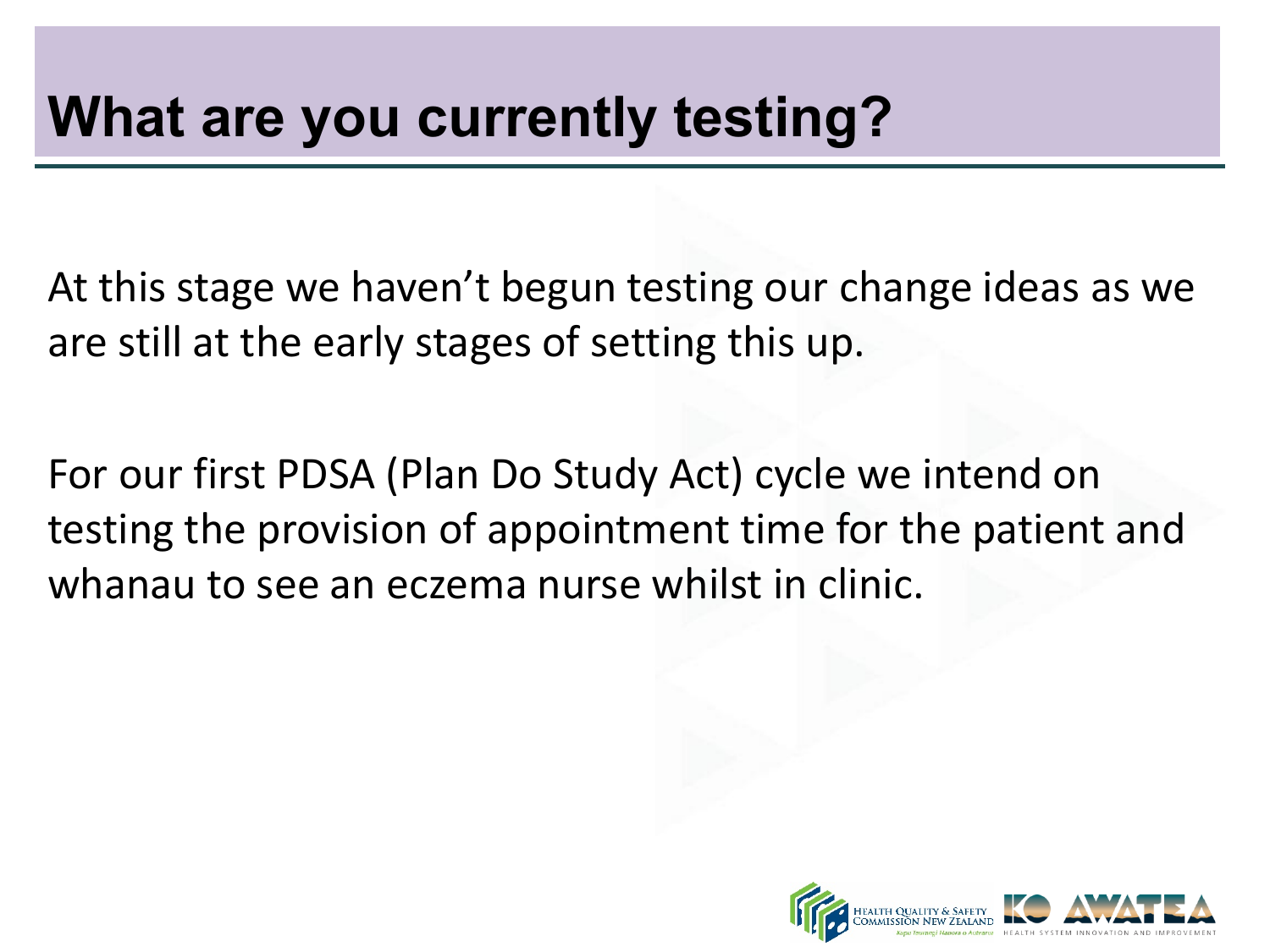# What are you currently testing?

At this stage we haven't begun testing our change ideas as we are still at the early stages of setting this up.

For our first PDSA (Plan Do Study Act) cycle we intend on testing the provision of appointment time for the patient and whanau to see an eczema nurse whilst in clinic.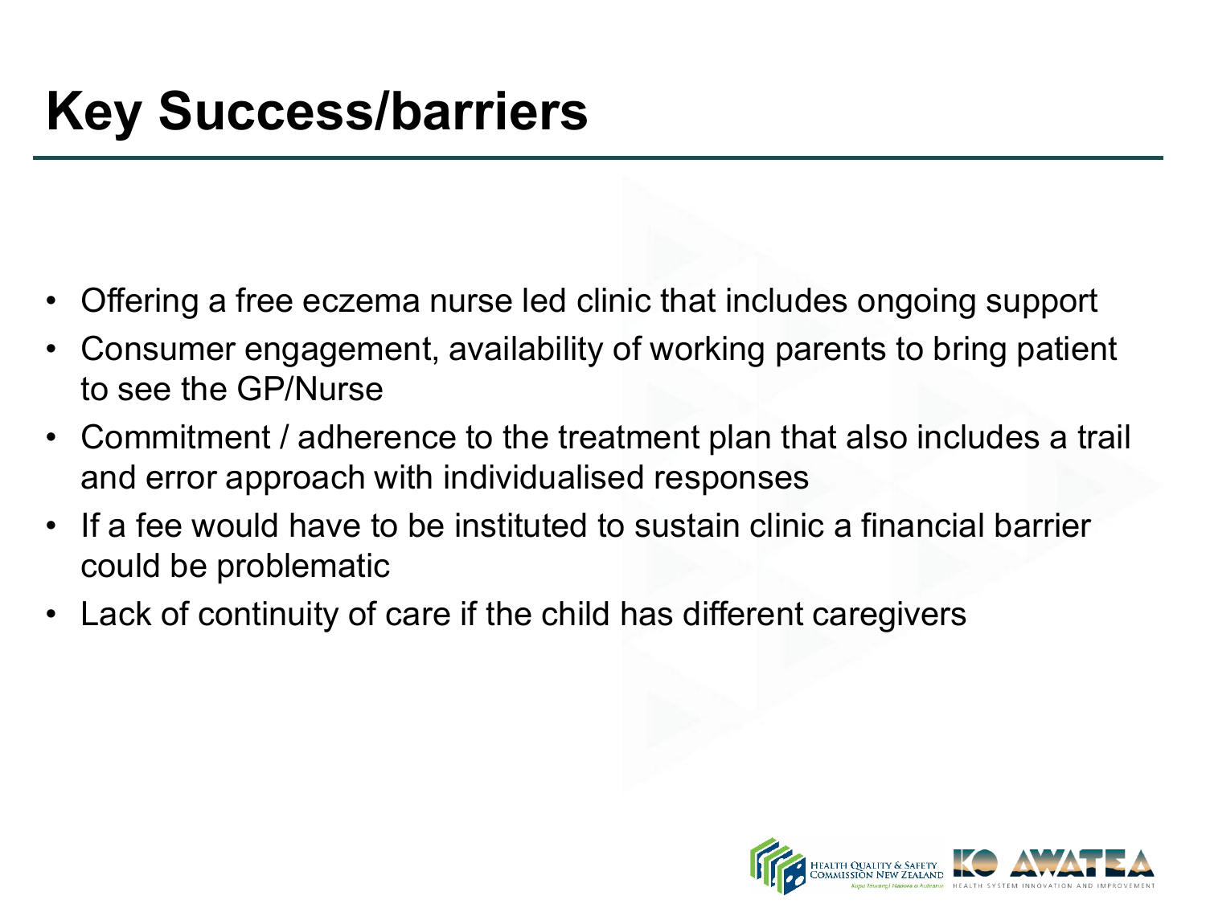# Key Success/barriers

- Offering a free eczema nurse led clinic that includes ongoing support
- Consumer engagement, availability of working parents to bring patient to see the GP/Nurse
- Commitment / adherence to the treatment plan that also includes a trail and error approach with individualised responses
- If a fee would have to be instituted to sustain clinic a financial barrier could be problematic
- Lack of continuity of care if the child has different caregivers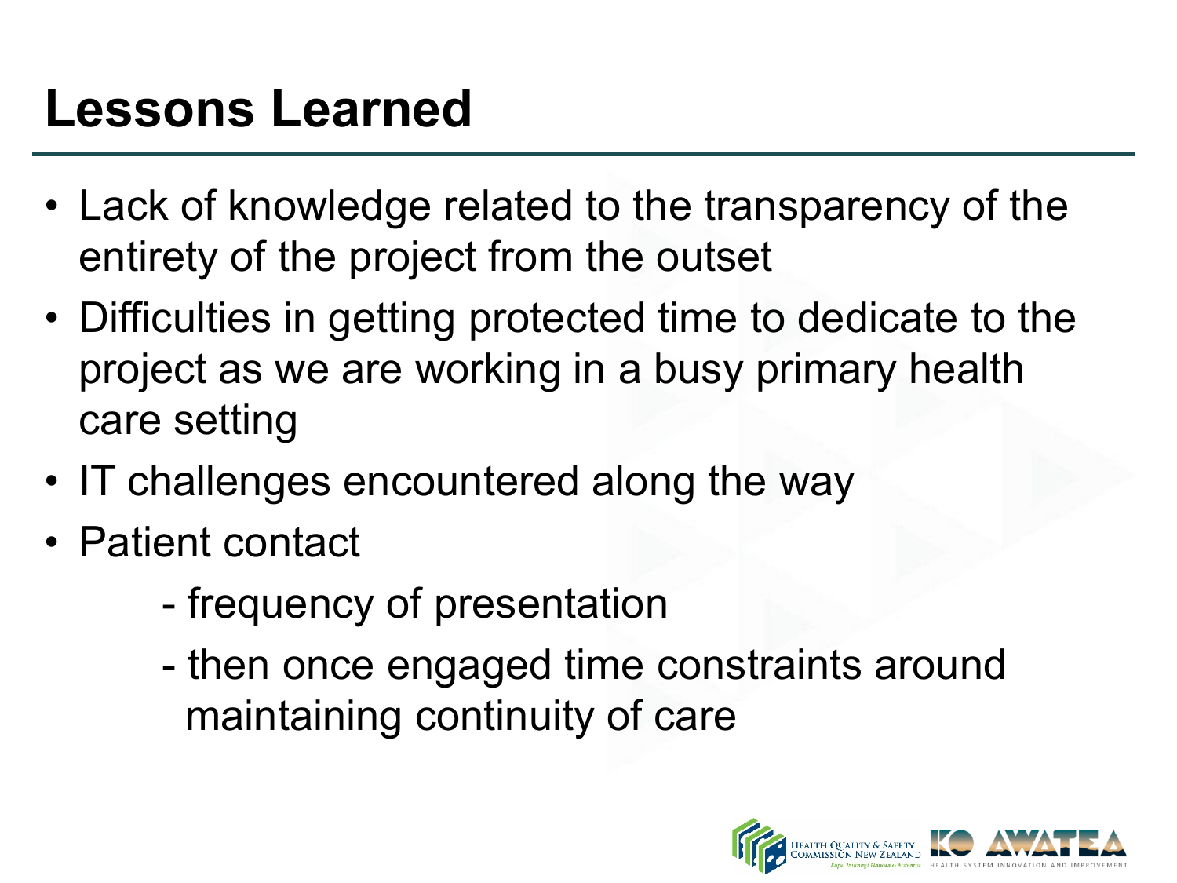# Lessons Learned

- Lack of knowledge related to the transparency of the entirety of the project from the outset
- Difficulties in getting protected time to dedicate to the project as we are working in a busy primary health care setting
- IT challenges encountered along the way
- Patient contact
  - frequency of presentation
  - then once engaged time constraints around maintaining continuity of care